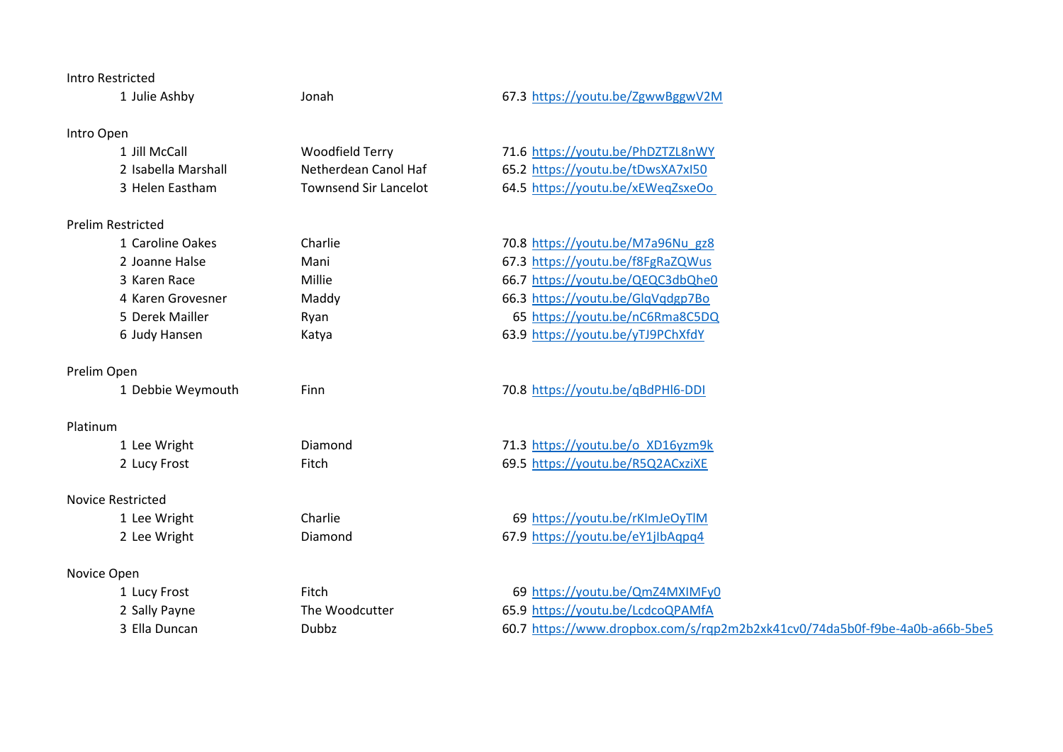Intro Restricted

| | Rider | Horse | Score | Link |
|---|---|---|---|---|
| 1 | Julie Ashby | Jonah | 67.3 | https://youtu.be/ZgwwBggwV2M |

Intro Open

| | Rider | Horse | Score | Link |
|---|---|---|---|---|
| 1 | Jill McCall | Woodfield Terry | 71.6 | https://youtu.be/PhDZTZL8nWY |
| 2 | Isabella Marshall | Netherdean Canol Haf | 65.2 | https://youtu.be/tDwsXA7xI50 |
| 3 | Helen Eastham | Townsend Sir Lancelot | 64.5 | https://youtu.be/xEWeqZsxeOo |

Prelim Restricted

| | Rider | Horse | Score | Link |
|---|---|---|---|---|
| 1 | Caroline Oakes | Charlie | 70.8 | https://youtu.be/M7a96Nu_gz8 |
| 2 | Joanne Halse | Mani | 67.3 | https://youtu.be/f8FgRaZQWus |
| 3 | Karen Race | Millie | 66.7 | https://youtu.be/QEQC3dbQhe0 |
| 4 | Karen Grovesner | Maddy | 66.3 | https://youtu.be/GlqVqdgp7Bo |
| 5 | Derek Mailler | Ryan | 65 | https://youtu.be/nC6Rma8C5DQ |
| 6 | Judy Hansen | Katya | 63.9 | https://youtu.be/yTJ9PChXfdY |

Prelim Open

| | Rider | Horse | Score | Link |
|---|---|---|---|---|
| 1 | Debbie Weymouth | Finn | 70.8 | https://youtu.be/qBdPHl6-DDI |

Platinum

| | Rider | Horse | Score | Link |
|---|---|---|---|---|
| 1 | Lee Wright | Diamond | 71.3 | https://youtu.be/o_XD16yzm9k |
| 2 | Lucy Frost | Fitch | 69.5 | https://youtu.be/R5Q2ACxziXE |

Novice Restricted

| | Rider | Horse | Score | Link |
|---|---|---|---|---|
| 1 | Lee Wright | Charlie | 69 | https://youtu.be/rKImJeOyTlM |
| 2 | Lee Wright | Diamond | 67.9 | https://youtu.be/eY1jIbAqpq4 |

Novice Open

| | Rider | Horse | Score | Link |
|---|---|---|---|---|
| 1 | Lucy Frost | Fitch | 69 | https://youtu.be/QmZ4MXIMFy0 |
| 2 | Sally Payne | The Woodcutter | 65.9 | https://youtu.be/LcdcoQPAMfA |
| 3 | Ella Duncan | Dubbz | 60.7 | https://www.dropbox.com/s/rqp2m2b2xk41cv0/74da5b0f-f9be-4a0b-a66b-5be5 |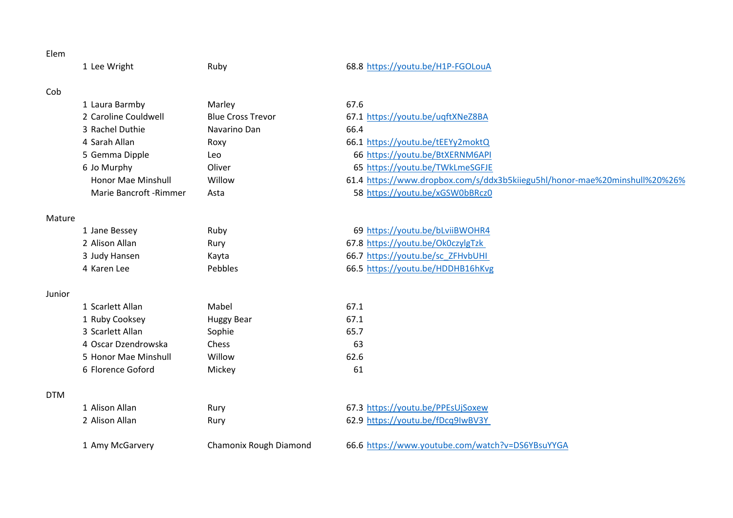Elem

| | Rider | Horse | Score | Link |
|---|---|---|---|---|
| 1 | Lee Wright | Ruby | 68.8 | https://youtu.be/H1P-FGOLouA |

Cob

| | Rider | Horse | Score | Link |
|---|---|---|---|---|
| 1 | Laura Barmby | Marley | 67.6 | |
| 2 | Caroline Couldwell | Blue Cross Trevor | 67.1 | https://youtu.be/uqftXNeZ8BA |
| 3 | Rachel Duthie | Navarino Dan | 66.4 | |
| 4 | Sarah Allan | Roxy | 66.1 | https://youtu.be/tEEYy2moktQ |
| 5 | Gemma Dipple | Leo | 66 | https://youtu.be/BtXERNM6API |
| 6 | Jo Murphy | Oliver | 65 | https://youtu.be/TWkLmeSGFJE |
| | Honor Mae Minshull | Willow | 61.4 | https://www.dropbox.com/s/ddx3b5kiiegu5hl/honor-mae%20minshull%20%26% |
| | Marie Bancroft -Rimmer | Asta | 58 | https://youtu.be/xGSW0bBRcz0 |

Mature

| | Rider | Horse | Score | Link |
|---|---|---|---|---|
| 1 | Jane Bessey | Ruby | 69 | https://youtu.be/bLviiBWOHR4 |
| 2 | Alison Allan | Rury | 67.8 | https://youtu.be/Ok0czylgTzk |
| 3 | Judy Hansen | Kayta | 66.7 | https://youtu.be/sc_ZFHvbUHI |
| 4 | Karen Lee | Pebbles | 66.5 | https://youtu.be/HDDHB16hKvg |

Junior

| | Rider | Horse | Score | Link |
|---|---|---|---|---|
| 1 | Scarlett Allan | Mabel | 67.1 | |
| 1 | Ruby Cooksey | Huggy Bear | 67.1 | |
| 3 | Scarlett Allan | Sophie | 65.7 | |
| 4 | Oscar Dzendrowska | Chess | 63 | |
| 5 | Honor Mae Minshull | Willow | 62.6 | |
| 6 | Florence Goford | Mickey | 61 | |

DTM

| | Rider | Horse | Score | Link |
|---|---|---|---|---|
| 1 | Alison Allan | Rury | 67.3 | https://youtu.be/PPEsUjSoxew |
| 2 | Alison Allan | Rury | 62.9 | https://youtu.be/fDcq9IwBV3Y |

| | Rider | Horse | Score | Link |
|---|---|---|---|---|
| 1 | Amy McGarvery | Chamonix Rough Diamond | 66.6 | https://www.youtube.com/watch?v=DS6YBsuYYGA |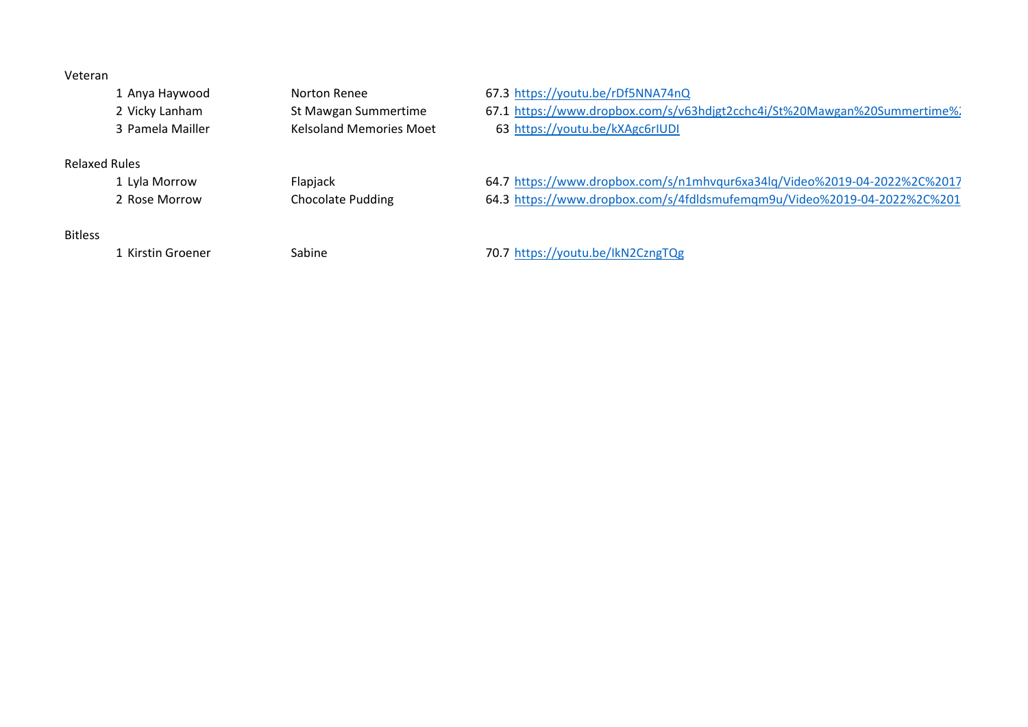Veteran

| | | | | |
|---|---|---|---|---|
| 1 | Anya Haywood | Norton Renee | 67.3 | https://youtu.be/rDf5NNA74nQ |
| 2 | Vicky Lanham | St Mawgan Summertime | 67.1 | https://www.dropbox.com/s/v63hdjgt2cchc4i/St%20Mawgan%20Summertime%2 |
| 3 | Pamela Mailler | Kelsoland Memories Moet | 63 | https://youtu.be/kXAgc6rIUDI |

Relaxed Rules

| | | | | |
|---|---|---|---|---|
| 1 | Lyla Morrow | Flapjack | 64.7 | https://www.dropbox.com/s/n1mhvqur6xa34lq/Video%2019-04-2022%2C%2017 |
| 2 | Rose Morrow | Chocolate Pudding | 64.3 | https://www.dropbox.com/s/4fdldsmufemqm9u/Video%2019-04-2022%2C%201 |

Bitless

| | | | | |
|---|---|---|---|---|
| 1 | Kirstin Groener | Sabine | 70.7 | https://youtu.be/IkN2CzngTQg |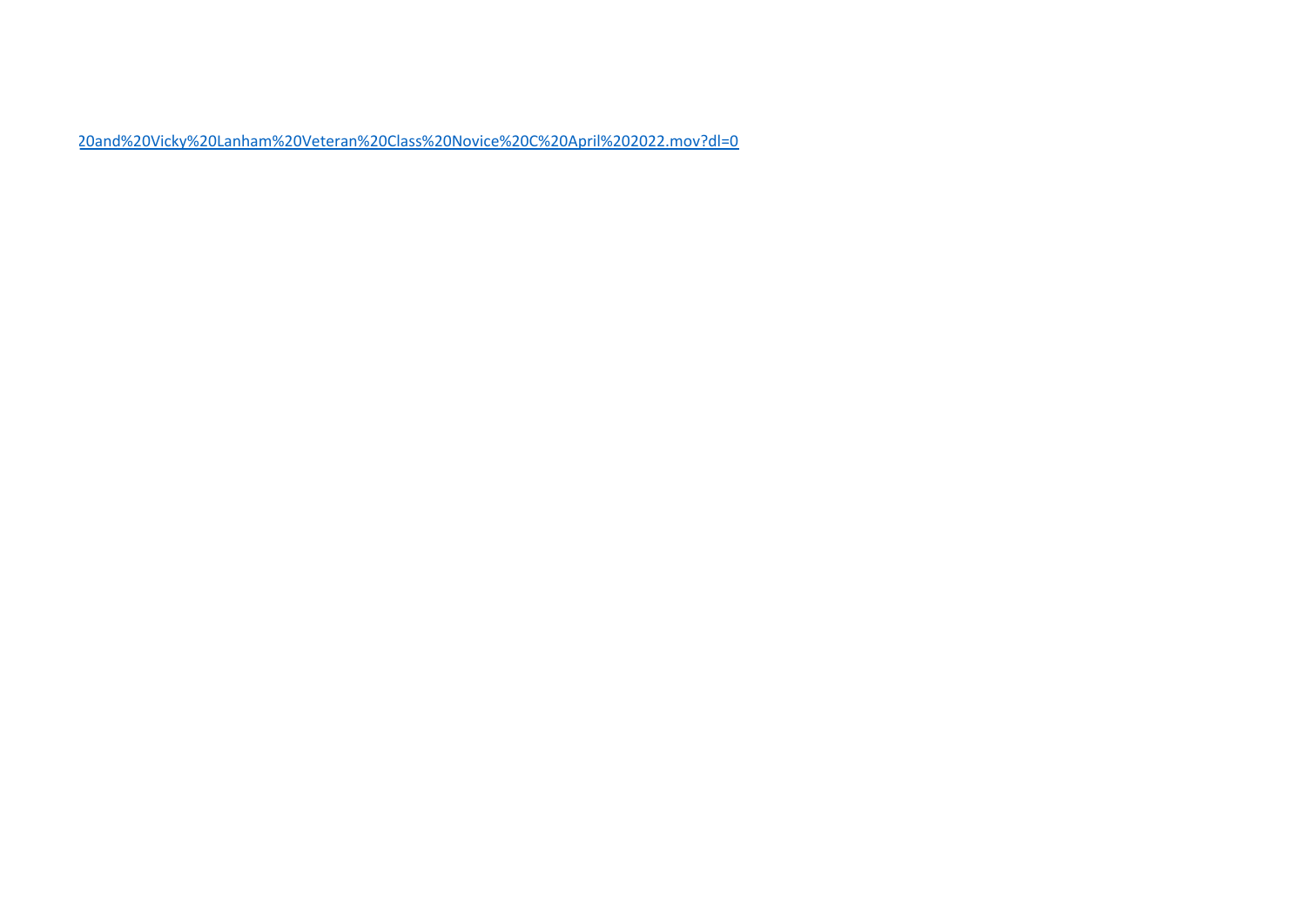20and%20Vicky%20Lanham%20Veteran%20Class%20Novice%20C%20April%202022.mov?dl=0